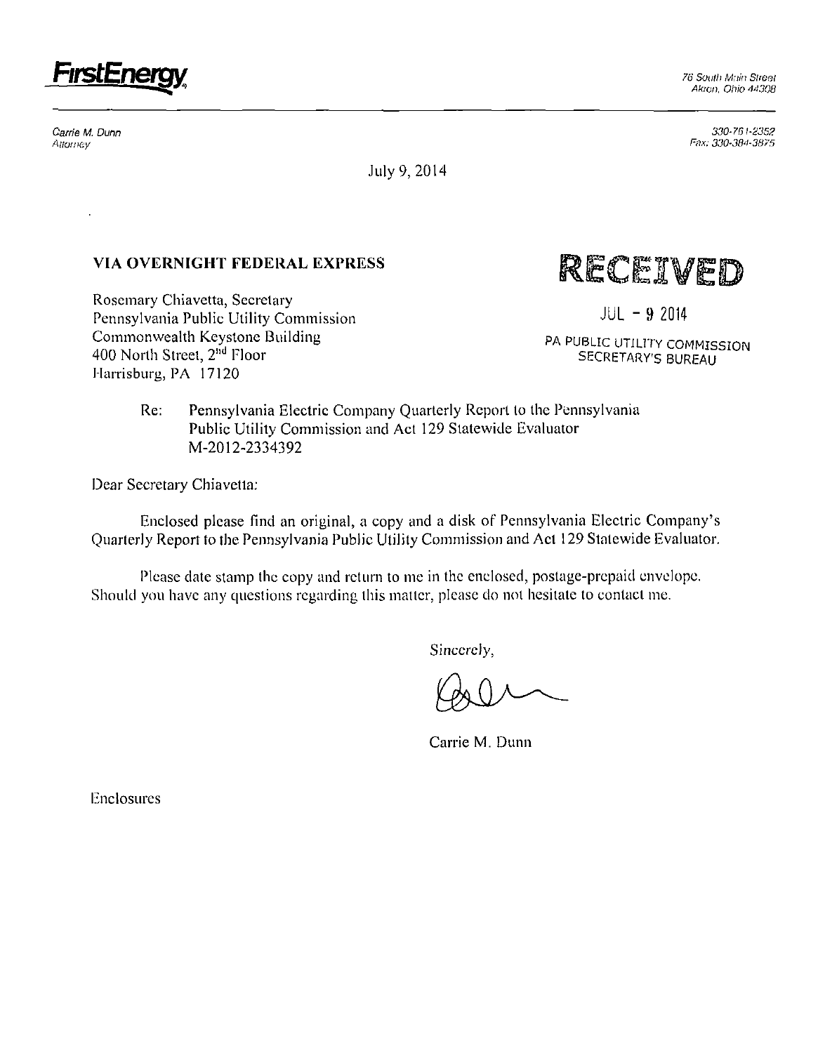**FirstEnergy**

76 South Main Street
Akron, Ohio 44308

Carrie M. Dunn
Attorney

330-761-2352
Fax: 330-384-3875

July 9, 2014

**VIA OVERNIGHT FEDERAL EXPRESS**

RECEIVED

JUL - 9 2014

PA PUBLIC UTILITY COMMISSION
SECRETARY'S BUREAU

Rosemary Chiavetta, Secretary
Pennsylvania Public Utility Commission
Commonwealth Keystone Building
400 North Street, 2nd Floor
Harrisburg, PA 17120

Re: Pennsylvania Electric Company Quarterly Report to the Pennsylvania Public Utility Commission and Act 129 Statewide Evaluator
M-2012-2334392

Dear Secretary Chiavetta:

Enclosed please find an original, a copy and a disk of Pennsylvania Electric Company's Quarterly Report to the Pennsylvania Public Utility Commission and Act 129 Statewide Evaluator.

Please date stamp the copy and return to me in the enclosed, postage-prepaid envelope. Should you have any questions regarding this matter, please do not hesitate to contact me.

Sincerely,

Carrie M. Dunn

Enclosures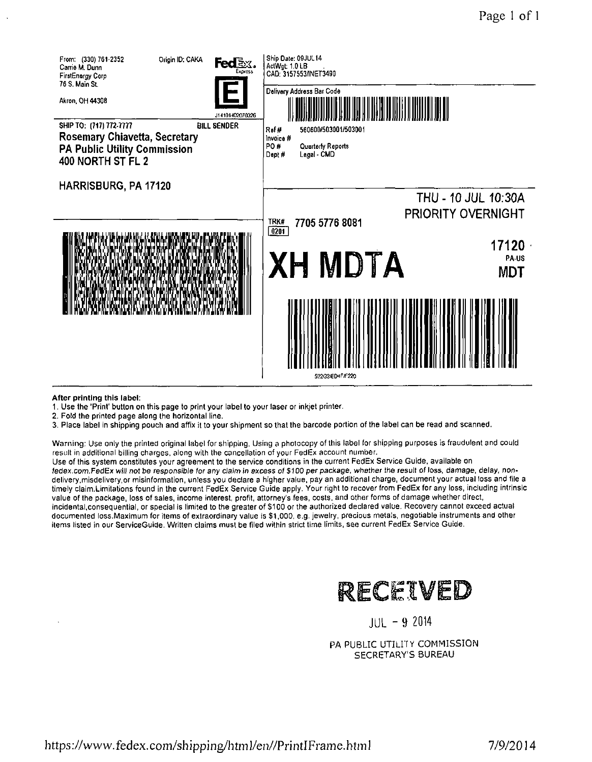From: (330) 761-2352
Carrie M. Dunn
FirstEnergy Corp
76 S. Main St.

Akron, OH 44308

Origin ID: CAKA

FedEx Express

E

J14101402070326

Ship Date: 09JUL14
ActWgt: 1.0 LB
CAD: 3157553/INET3490

Delivery Address Bar Code

SHIP TO: (717) 772-7777 BILL SENDER

**Rosemary Chiavetta, Secretary**
**PA Public Utility Commission**
**400 NORTH ST FL 2**

**HARRISBURG, PA 17120**

Ref # 560600/503001/503001
Invoice #
PO # Quarterly Reports
Dept # Legal - CMD

**THU - 10 JUL 10:30A**
**PRIORITY OVERNIGHT**

TRK# 7705 5776 8081
0201

**XH MDTA**

**17120**
**PA-US**
**MDT**

522G2/ED4F/F220

**After printing this label:**

1. Use the 'Print' button on this page to print your label to your laser or inkjet printer.
2. Fold the printed page along the horizontal line.
3. Place label in shipping pouch and affix it to your shipment so that the barcode portion of the label can be read and scanned.

Warning: Use only the printed original label for shipping. Using a photocopy of this label for shipping purposes is fraudulent and could result in additional billing charges, along with the cancellation of your FedEx account number.
Use of this system constitutes your agreement to the service conditions in the current FedEx Service Guide, available on fedex.com.FedEx will not be responsible for any claim in excess of $100 per package, whether the result of loss, damage, delay, non-delivery,misdelivery,or misinformation, unless you declare a higher value, pay an additional charge, document your actual loss and file a timely claim.Limitations found in the current FedEx Service Guide apply. Your right to recover from FedEx for any loss, including intrinsic value of the package, loss of sales, income interest, profit, attorney's fees, costs, and other forms of damage whether direct, incidental,consequential, or special is limited to the greater of $100 or the authorized declared value. Recovery cannot exceed actual documented loss.Maximum for items of extraordinary value is $1,000, e.g. jewelry, precious metals, negotiable instruments and other items listed in our ServiceGuide. Written claims must be filed within strict time limits, see current FedEx Service Guide.

RECEIVED

JUL - 9 2014

PA PUBLIC UTILITY COMMISSION
SECRETARY'S BUREAU

https://www.fedex.com/shipping/html/en//PrintIFrame.html 7/9/2014